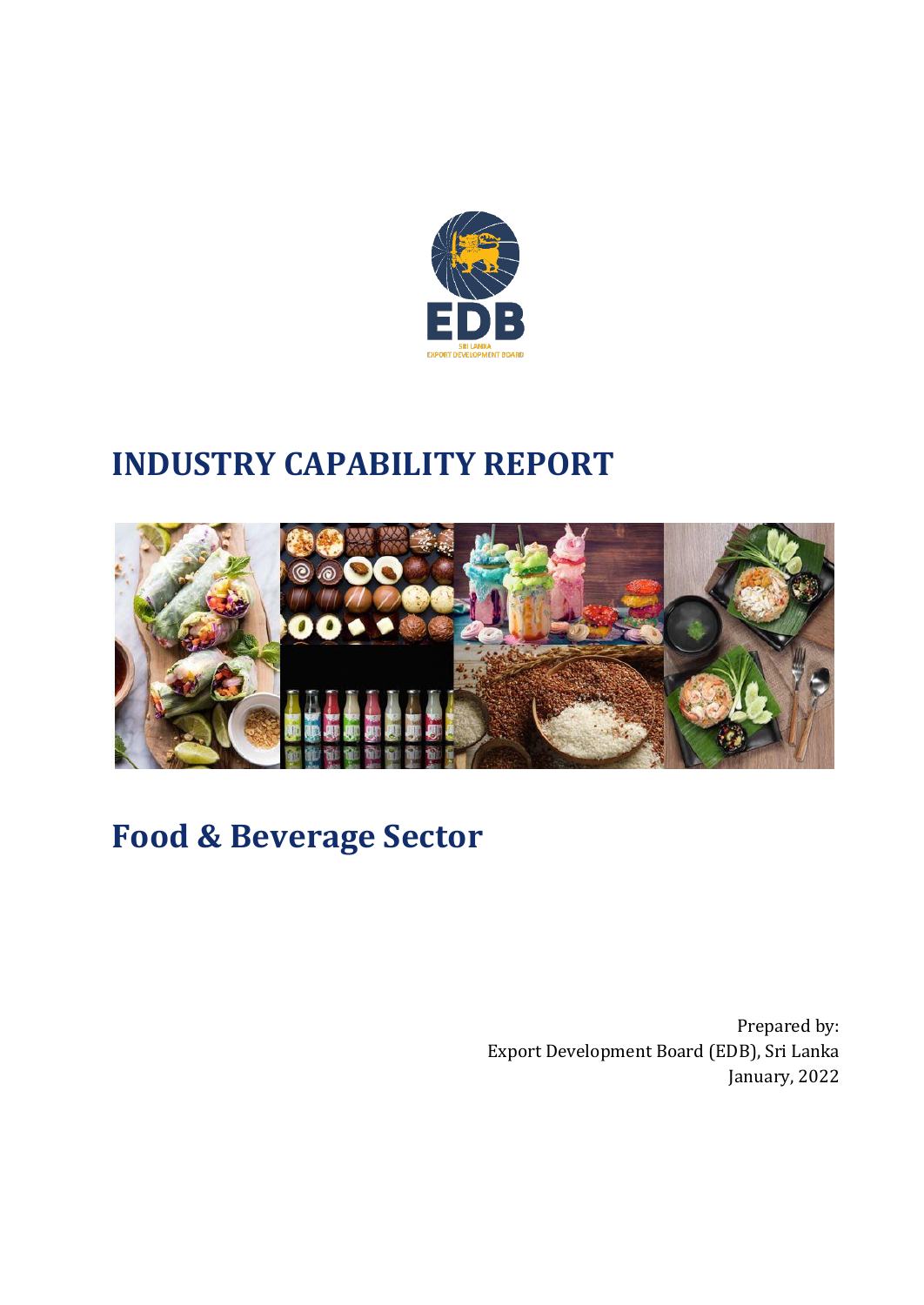# INDUSTRY CAPABILITY REPORT

# Food & Beverage Sector

Prepared by:
Export Development Board (EDB), Sri Lanka
January, 2022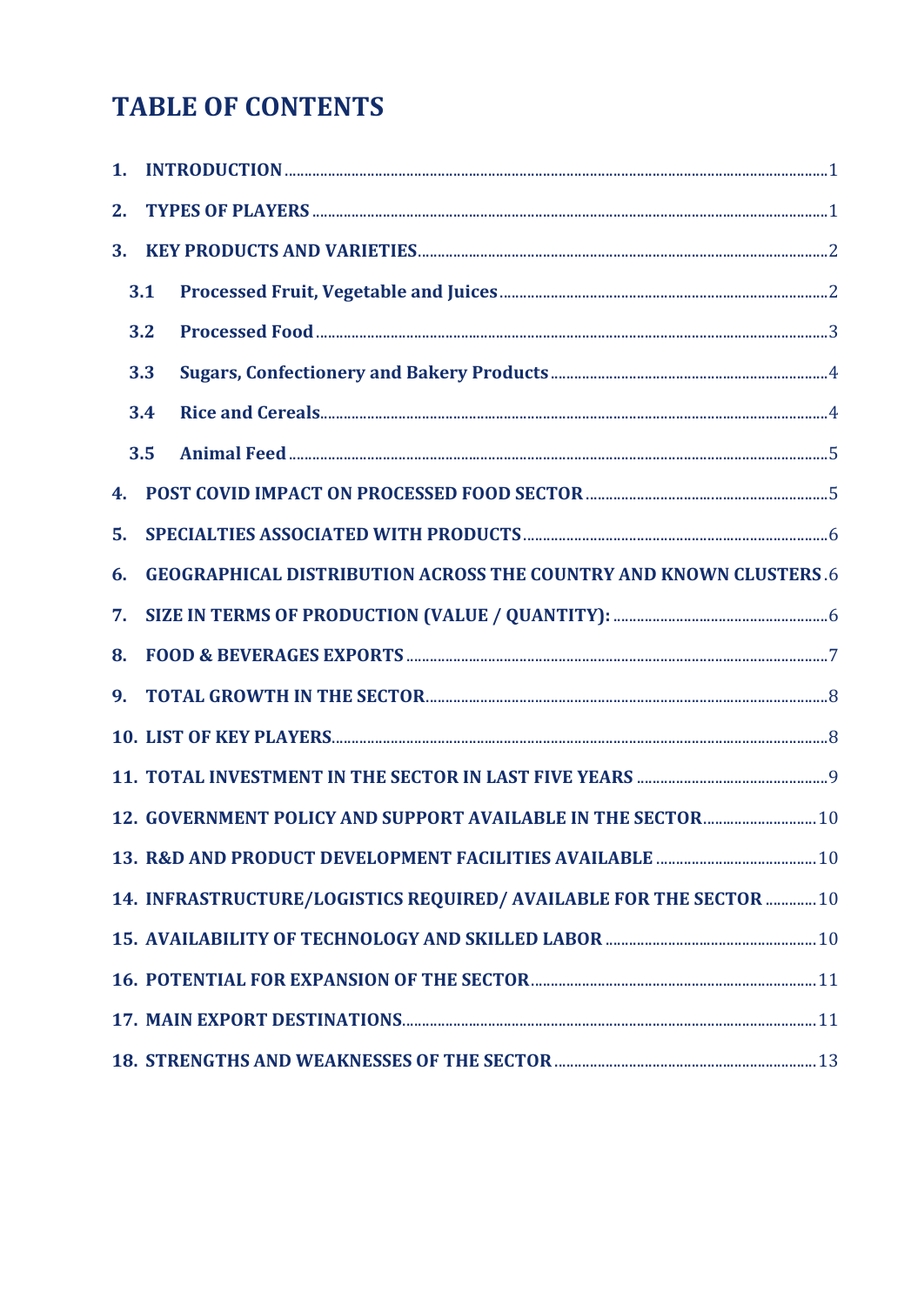# TABLE OF CONTENTS

1. INTRODUCTION .......... 1
2. TYPES OF PLAYERS .......... 1
3. KEY PRODUCTS AND VARIETIES .......... 2
   - 3.1 Processed Fruit, Vegetable and Juices .......... 2
   - 3.2 Processed Food .......... 3
   - 3.3 Sugars, Confectionery and Bakery Products .......... 4
   - 3.4 Rice and Cereals .......... 4
   - 3.5 Animal Feed .......... 5
4. POST COVID IMPACT ON PROCESSED FOOD SECTOR .......... 5
5. SPECIALTIES ASSOCIATED WITH PRODUCTS .......... 6
6. GEOGRAPHICAL DISTRIBUTION ACROSS THE COUNTRY AND KNOWN CLUSTERS .......... 6
7. SIZE IN TERMS OF PRODUCTION (VALUE / QUANTITY): .......... 6
8. FOOD & BEVERAGES EXPORTS .......... 7
9. TOTAL GROWTH IN THE SECTOR .......... 8
10. LIST OF KEY PLAYERS .......... 8
11. TOTAL INVESTMENT IN THE SECTOR IN LAST FIVE YEARS .......... 9
12. GOVERNMENT POLICY AND SUPPORT AVAILABLE IN THE SECTOR .......... 10
13. R&D AND PRODUCT DEVELOPMENT FACILITIES AVAILABLE .......... 10
14. INFRASTRUCTURE/LOGISTICS REQUIRED/ AVAILABLE FOR THE SECTOR .......... 10
15. AVAILABILITY OF TECHNOLOGY AND SKILLED LABOR .......... 10
16. POTENTIAL FOR EXPANSION OF THE SECTOR .......... 11
17. MAIN EXPORT DESTINATIONS .......... 11
18. STRENGTHS AND WEAKNESSES OF THE SECTOR .......... 13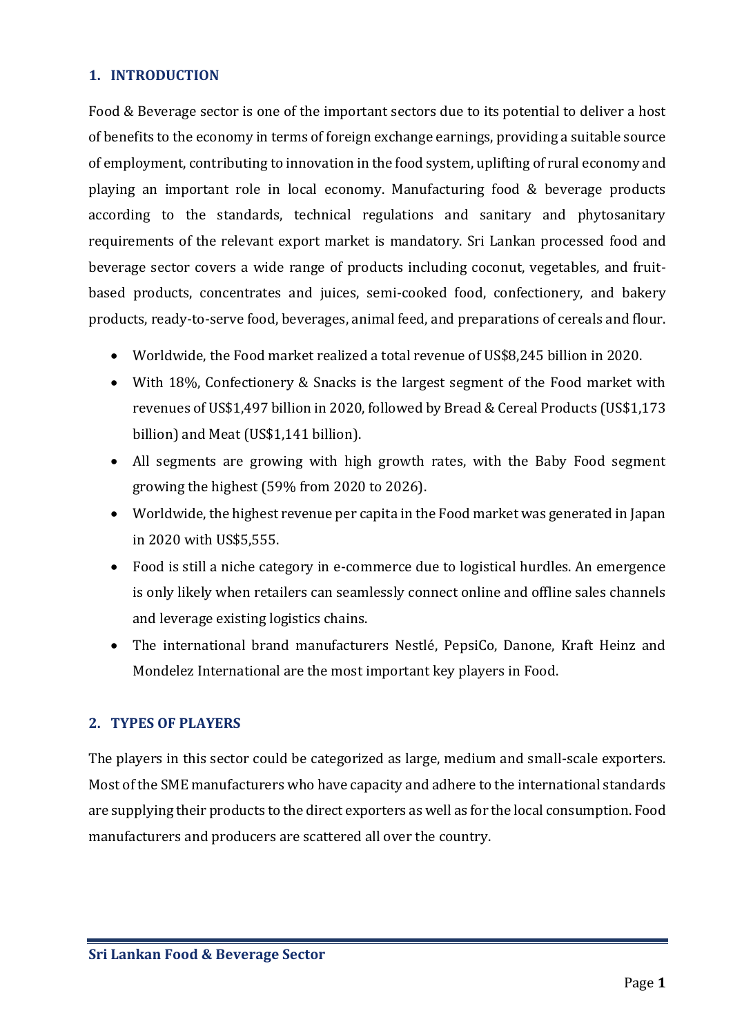## 1. INTRODUCTION

Food & Beverage sector is one of the important sectors due to its potential to deliver a host of benefits to the economy in terms of foreign exchange earnings, providing a suitable source of employment, contributing to innovation in the food system, uplifting of rural economy and playing an important role in local economy. Manufacturing food & beverage products according to the standards, technical regulations and sanitary and phytosanitary requirements of the relevant export market is mandatory. Sri Lankan processed food and beverage sector covers a wide range of products including coconut, vegetables, and fruit-based products, concentrates and juices, semi-cooked food, confectionery, and bakery products, ready-to-serve food, beverages, animal feed, and preparations of cereals and flour.

- Worldwide, the Food market realized a total revenue of US$8,245 billion in 2020.
- With 18%, Confectionery & Snacks is the largest segment of the Food market with revenues of US$1,497 billion in 2020, followed by Bread & Cereal Products (US$1,173 billion) and Meat (US$1,141 billion).
- All segments are growing with high growth rates, with the Baby Food segment growing the highest (59% from 2020 to 2026).
- Worldwide, the highest revenue per capita in the Food market was generated in Japan in 2020 with US$5,555.
- Food is still a niche category in e-commerce due to logistical hurdles. An emergence is only likely when retailers can seamlessly connect online and offline sales channels and leverage existing logistics chains.
- The international brand manufacturers Nestlé, PepsiCo, Danone, Kraft Heinz and Mondelez International are the most important key players in Food.

## 2. TYPES OF PLAYERS

The players in this sector could be categorized as large, medium and small-scale exporters. Most of the SME manufacturers who have capacity and adhere to the international standards are supplying their products to the direct exporters as well as for the local consumption. Food manufacturers and producers are scattered all over the country.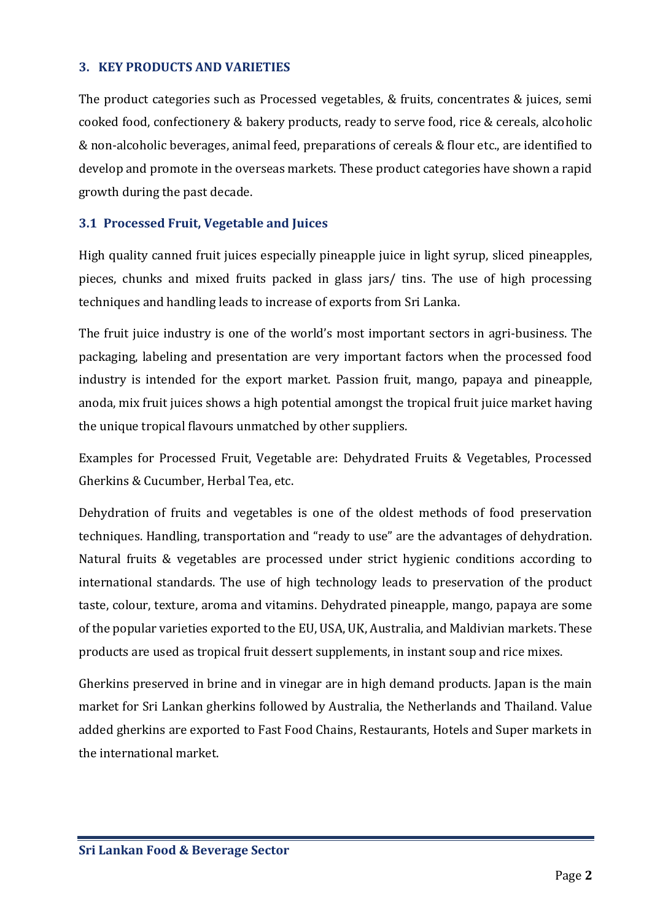## 3. KEY PRODUCTS AND VARIETIES

The product categories such as Processed vegetables, & fruits, concentrates & juices, semi cooked food, confectionery & bakery products, ready to serve food, rice & cereals, alcoholic & non-alcoholic beverages, animal feed, preparations of cereals & flour etc., are identified to develop and promote in the overseas markets. These product categories have shown a rapid growth during the past decade.

### 3.1 Processed Fruit, Vegetable and Juices

High quality canned fruit juices especially pineapple juice in light syrup, sliced pineapples, pieces, chunks and mixed fruits packed in glass jars/ tins. The use of high processing techniques and handling leads to increase of exports from Sri Lanka.

The fruit juice industry is one of the world's most important sectors in agri-business. The packaging, labeling and presentation are very important factors when the processed food industry is intended for the export market. Passion fruit, mango, papaya and pineapple, anoda, mix fruit juices shows a high potential amongst the tropical fruit juice market having the unique tropical flavours unmatched by other suppliers.

Examples for Processed Fruit, Vegetable are: Dehydrated Fruits & Vegetables, Processed Gherkins & Cucumber, Herbal Tea, etc.

Dehydration of fruits and vegetables is one of the oldest methods of food preservation techniques. Handling, transportation and "ready to use" are the advantages of dehydration. Natural fruits & vegetables are processed under strict hygienic conditions according to international standards. The use of high technology leads to preservation of the product taste, colour, texture, aroma and vitamins. Dehydrated pineapple, mango, papaya are some of the popular varieties exported to the EU, USA, UK, Australia, and Maldivian markets. These products are used as tropical fruit dessert supplements, in instant soup and rice mixes.

Gherkins preserved in brine and in vinegar are in high demand products. Japan is the main market for Sri Lankan gherkins followed by Australia, the Netherlands and Thailand. Value added gherkins are exported to Fast Food Chains, Restaurants, Hotels and Super markets in the international market.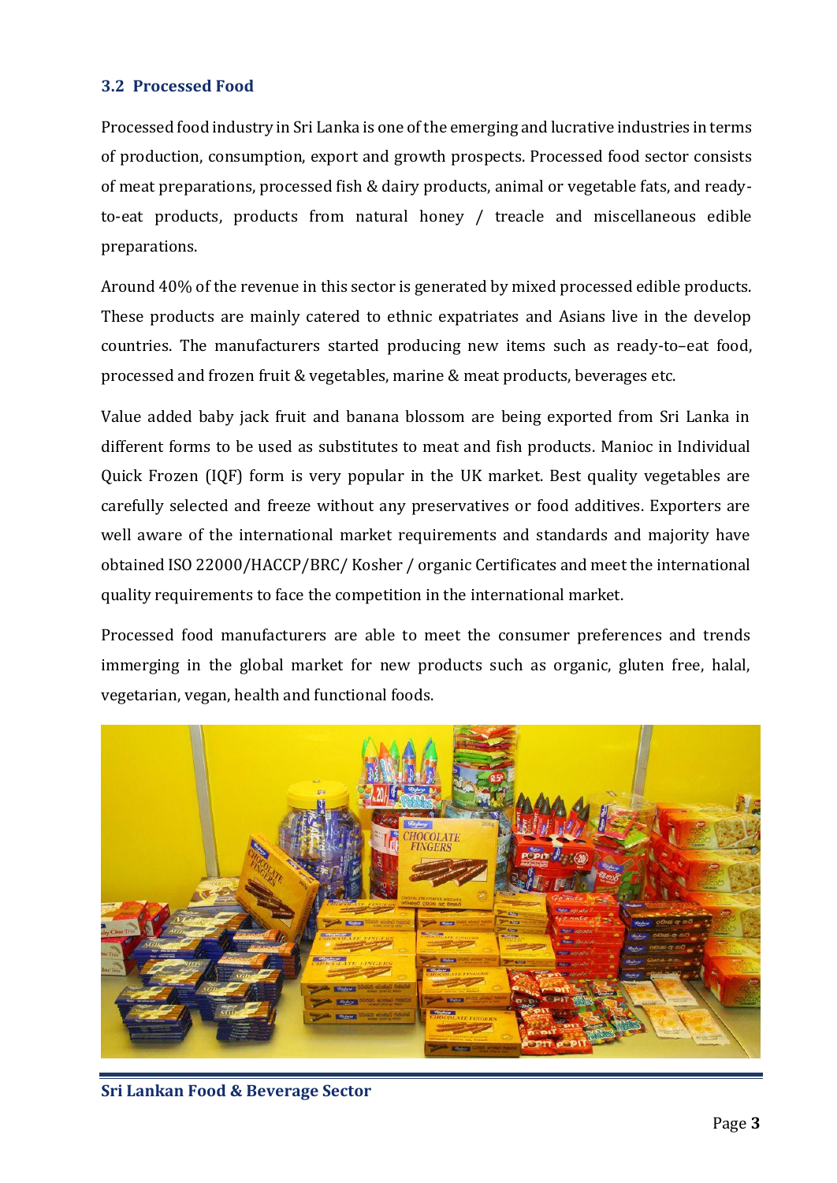## 3.2 Processed Food

Processed food industry in Sri Lanka is one of the emerging and lucrative industries in terms of production, consumption, export and growth prospects. Processed food sector consists of meat preparations, processed fish & dairy products, animal or vegetable fats, and ready-to-eat products, products from natural honey / treacle and miscellaneous edible preparations.

Around 40% of the revenue in this sector is generated by mixed processed edible products. These products are mainly catered to ethnic expatriates and Asians live in the develop countries. The manufacturers started producing new items such as ready-to–eat food, processed and frozen fruit & vegetables, marine & meat products, beverages etc.

Value added baby jack fruit and banana blossom are being exported from Sri Lanka in different forms to be used as substitutes to meat and fish products. Manioc in Individual Quick Frozen (IQF) form is very popular in the UK market. Best quality vegetables are carefully selected and freeze without any preservatives or food additives. Exporters are well aware of the international market requirements and standards and majority have obtained ISO 22000/HACCP/BRC/ Kosher / organic Certificates and meet the international quality requirements to face the competition in the international market.

Processed food manufacturers are able to meet the consumer preferences and trends immerging in the global market for new products such as organic, gluten free, halal, vegetarian, vegan, health and functional foods.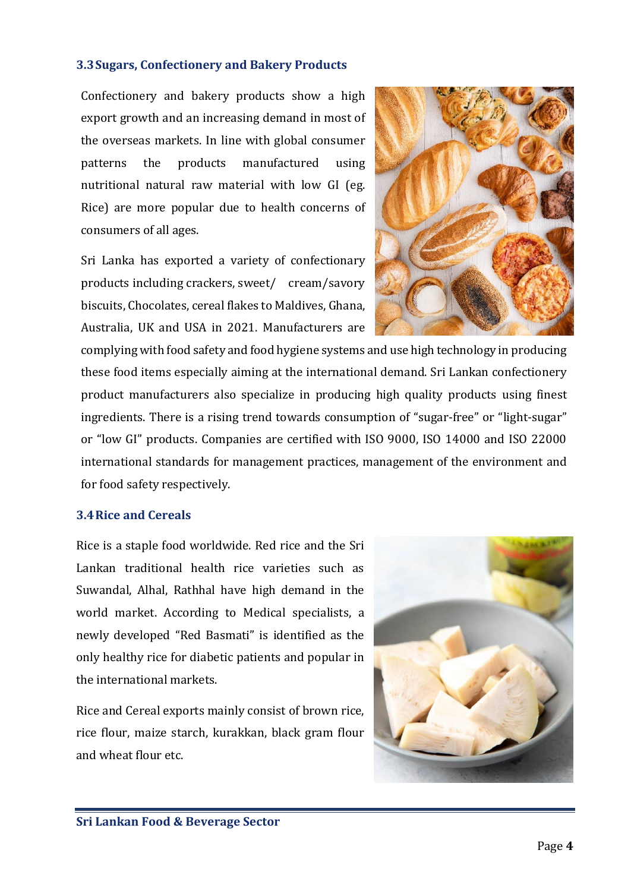### 3.3 Sugars, Confectionery and Bakery Products

Confectionery and bakery products show a high export growth and an increasing demand in most of the overseas markets. In line with global consumer patterns the products manufactured using nutritional natural raw material with low GI (eg. Rice) are more popular due to health concerns of consumers of all ages.

Sri Lanka has exported a variety of confectionary products including crackers, sweet/ cream/savory biscuits, Chocolates, cereal flakes to Maldives, Ghana, Australia, UK and USA in 2021. Manufacturers are complying with food safety and food hygiene systems and use high technology in producing these food items especially aiming at the international demand. Sri Lankan confectionery product manufacturers also specialize in producing high quality products using finest ingredients. There is a rising trend towards consumption of "sugar-free" or "light-sugar" or "low GI" products. Companies are certified with ISO 9000, ISO 14000 and ISO 22000 international standards for management practices, management of the environment and for food safety respectively.

### 3.4 Rice and Cereals

Rice is a staple food worldwide. Red rice and the Sri Lankan traditional health rice varieties such as Suwandal, Alhal, Rathhal have high demand in the world market. According to Medical specialists, a newly developed "Red Basmati" is identified as the only healthy rice for diabetic patients and popular in the international markets.

Rice and Cereal exports mainly consist of brown rice, rice flour, maize starch, kurakkan, black gram flour and wheat flour etc.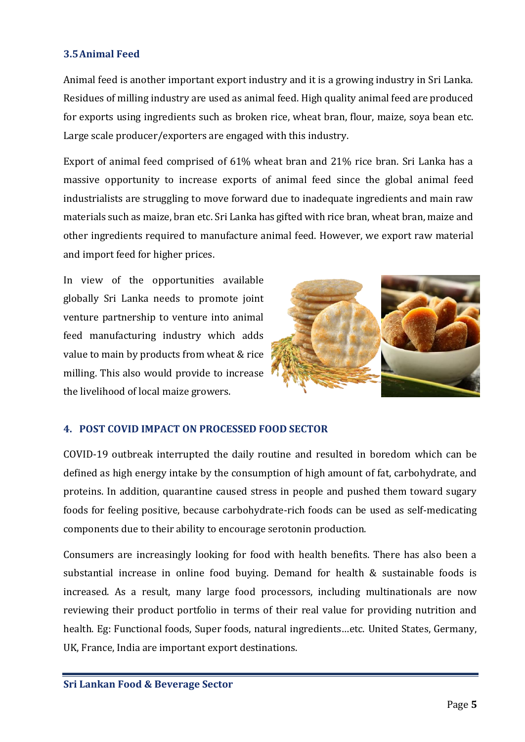### 3.5 Animal Feed

Animal feed is another important export industry and it is a growing industry in Sri Lanka. Residues of milling industry are used as animal feed. High quality animal feed are produced for exports using ingredients such as broken rice, wheat bran, flour, maize, soya bean etc. Large scale producer/exporters are engaged with this industry.

Export of animal feed comprised of 61% wheat bran and 21% rice bran. Sri Lanka has a massive opportunity to increase exports of animal feed since the global animal feed industrialists are struggling to move forward due to inadequate ingredients and main raw materials such as maize, bran etc. Sri Lanka has gifted with rice bran, wheat bran, maize and other ingredients required to manufacture animal feed. However, we export raw material and import feed for higher prices.

In view of the opportunities available globally Sri Lanka needs to promote joint venture partnership to venture into animal feed manufacturing industry which adds value to main by products from wheat & rice milling. This also would provide to increase the livelihood of local maize growers.

## 4. POST COVID IMPACT ON PROCESSED FOOD SECTOR

COVID-19 outbreak interrupted the daily routine and resulted in boredom which can be defined as high energy intake by the consumption of high amount of fat, carbohydrate, and proteins. In addition, quarantine caused stress in people and pushed them toward sugary foods for feeling positive, because carbohydrate-rich foods can be used as self-medicating components due to their ability to encourage serotonin production.

Consumers are increasingly looking for food with health benefits. There has also been a substantial increase in online food buying. Demand for health & sustainable foods is increased. As a result, many large food processors, including multinationals are now reviewing their product portfolio in terms of their real value for providing nutrition and health. Eg: Functional foods, Super foods, natural ingredients…etc. United States, Germany, UK, France, India are important export destinations.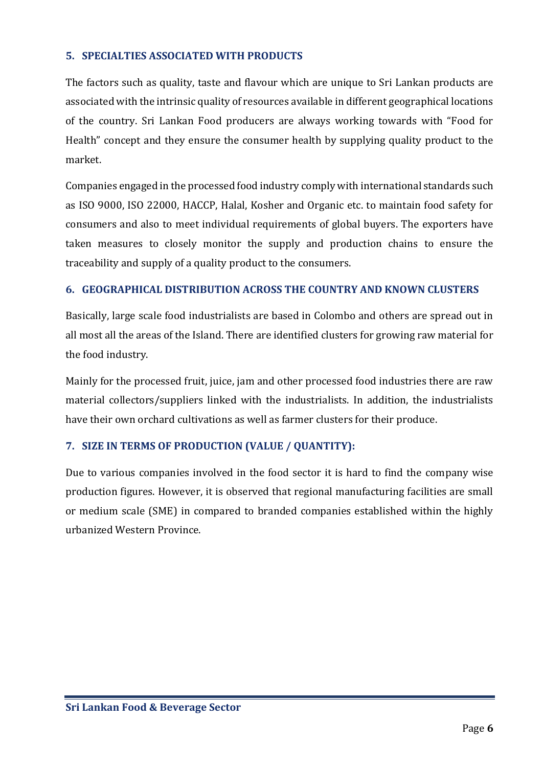## 5. SPECIALTIES ASSOCIATED WITH PRODUCTS

The factors such as quality, taste and flavour which are unique to Sri Lankan products are associated with the intrinsic quality of resources available in different geographical locations of the country. Sri Lankan Food producers are always working towards with "Food for Health" concept and they ensure the consumer health by supplying quality product to the market.

Companies engaged in the processed food industry comply with international standards such as ISO 9000, ISO 22000, HACCP, Halal, Kosher and Organic etc. to maintain food safety for consumers and also to meet individual requirements of global buyers. The exporters have taken measures to closely monitor the supply and production chains to ensure the traceability and supply of a quality product to the consumers.

## 6. GEOGRAPHICAL DISTRIBUTION ACROSS THE COUNTRY AND KNOWN CLUSTERS

Basically, large scale food industrialists are based in Colombo and others are spread out in all most all the areas of the Island. There are identified clusters for growing raw material for the food industry.

Mainly for the processed fruit, juice, jam and other processed food industries there are raw material collectors/suppliers linked with the industrialists. In addition, the industrialists have their own orchard cultivations as well as farmer clusters for their produce.

## 7. SIZE IN TERMS OF PRODUCTION (VALUE / QUANTITY):

Due to various companies involved in the food sector it is hard to find the company wise production figures. However, it is observed that regional manufacturing facilities are small or medium scale (SME) in compared to branded companies established within the highly urbanized Western Province.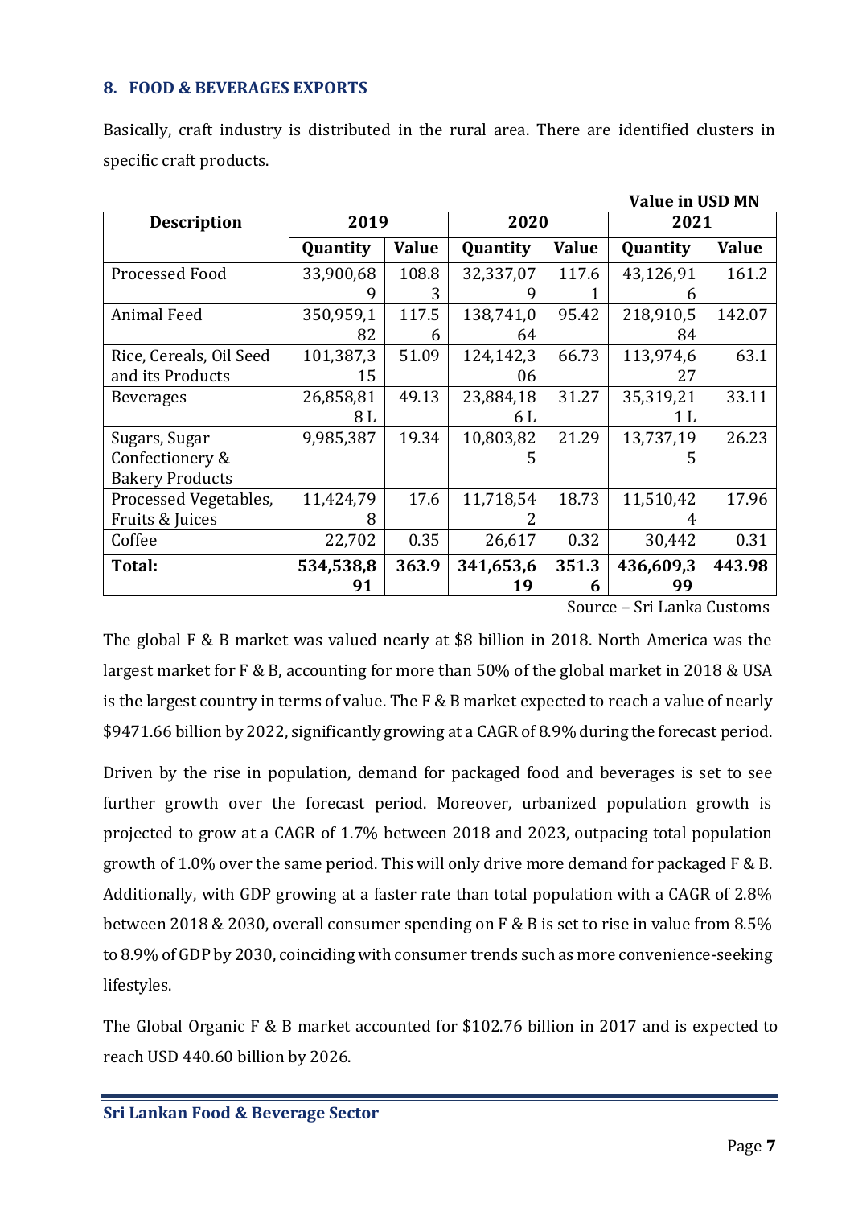## 8. FOOD & BEVERAGES EXPORTS

Basically, craft industry is distributed in the rural area. There are identified clusters in specific craft products.

**Value in USD MN**

| Description | 2019 | | 2020 | | 2021 | |
|---|---|---|---|---|---|---|
| | Quantity | Value | Quantity | Value | Quantity | Value |
| Processed Food | 33,900,689 | 108.83 | 32,337,079 | 117.61 | 43,126,916 | 161.2 |
| Animal Feed | 350,959,182 | 117.56 | 138,741,064 | 95.42 | 218,910,584 | 142.07 |
| Rice, Cereals, Oil Seed and its Products | 101,387,315 | 51.09 | 124,142,306 | 66.73 | 113,974,627 | 63.1 |
| Beverages | 26,858,818 L | 49.13 | 23,884,186 L | 31.27 | 35,319,211 L | 33.11 |
| Sugars, Sugar Confectionery & Bakery Products | 9,985,387 | 19.34 | 10,803,825 | 21.29 | 13,737,195 | 26.23 |
| Processed Vegetables, Fruits & Juices | 11,424,798 | 17.6 | 11,718,542 | 18.73 | 11,510,424 | 17.96 |
| Coffee | 22,702 | 0.35 | 26,617 | 0.32 | 30,442 | 0.31 |
| **Total:** | **534,538,891** | **363.9** | **341,653,619** | **351.36** | **436,609,399** | **443.98** |

Source – Sri Lanka Customs

The global F & B market was valued nearly at $8 billion in 2018. North America was the largest market for F & B, accounting for more than 50% of the global market in 2018 & USA is the largest country in terms of value. The F & B market expected to reach a value of nearly $9471.66 billion by 2022, significantly growing at a CAGR of 8.9% during the forecast period.

Driven by the rise in population, demand for packaged food and beverages is set to see further growth over the forecast period. Moreover, urbanized population growth is projected to grow at a CAGR of 1.7% between 2018 and 2023, outpacing total population growth of 1.0% over the same period. This will only drive more demand for packaged F & B. Additionally, with GDP growing at a faster rate than total population with a CAGR of 2.8% between 2018 & 2030, overall consumer spending on F & B is set to rise in value from 8.5% to 8.9% of GDP by 2030, coinciding with consumer trends such as more convenience-seeking lifestyles.

The Global Organic F & B market accounted for $102.76 billion in 2017 and is expected to reach USD 440.60 billion by 2026.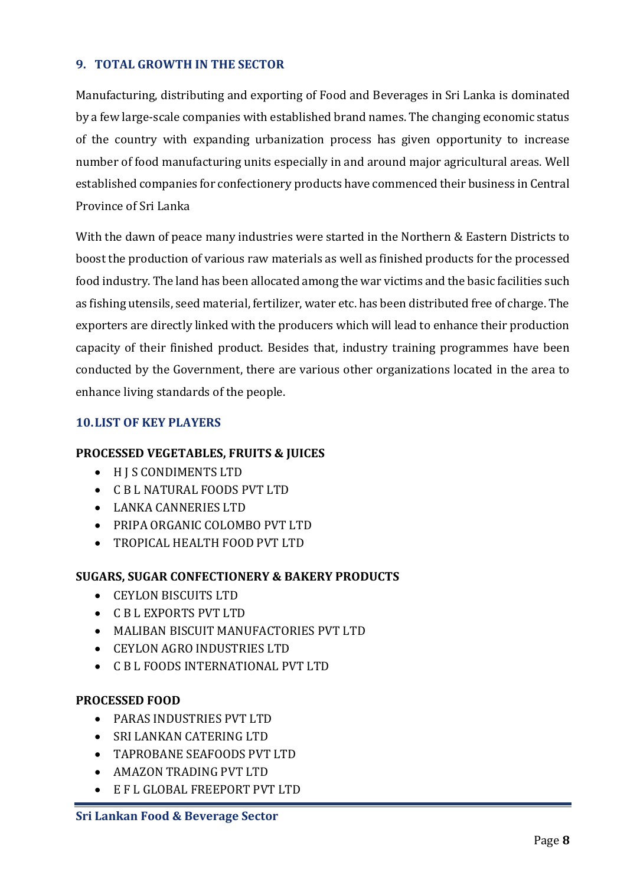## 9. TOTAL GROWTH IN THE SECTOR

Manufacturing, distributing and exporting of Food and Beverages in Sri Lanka is dominated by a few large-scale companies with established brand names. The changing economic status of the country with expanding urbanization process has given opportunity to increase number of food manufacturing units especially in and around major agricultural areas. Well established companies for confectionery products have commenced their business in Central Province of Sri Lanka

With the dawn of peace many industries were started in the Northern & Eastern Districts to boost the production of various raw materials as well as finished products for the processed food industry. The land has been allocated among the war victims and the basic facilities such as fishing utensils, seed material, fertilizer, water etc. has been distributed free of charge. The exporters are directly linked with the producers which will lead to enhance their production capacity of their finished product. Besides that, industry training programmes have been conducted by the Government, there are various other organizations located in the area to enhance living standards of the people.

## 10. LIST OF KEY PLAYERS

**PROCESSED VEGETABLES, FRUITS & JUICES**

- H J S CONDIMENTS LTD
- C B L NATURAL FOODS PVT LTD
- LANKA CANNERIES LTD
- PRIPA ORGANIC COLOMBO PVT LTD
- TROPICAL HEALTH FOOD PVT LTD

**SUGARS, SUGAR CONFECTIONERY & BAKERY PRODUCTS**

- CEYLON BISCUITS LTD
- C B L EXPORTS PVT LTD
- MALIBAN BISCUIT MANUFACTORIES PVT LTD
- CEYLON AGRO INDUSTRIES LTD
- C B L FOODS INTERNATIONAL PVT LTD

**PROCESSED FOOD**

- PARAS INDUSTRIES PVT LTD
- SRI LANKAN CATERING LTD
- TAPROBANE SEAFOODS PVT LTD
- AMAZON TRADING PVT LTD
- E F L GLOBAL FREEPORT PVT LTD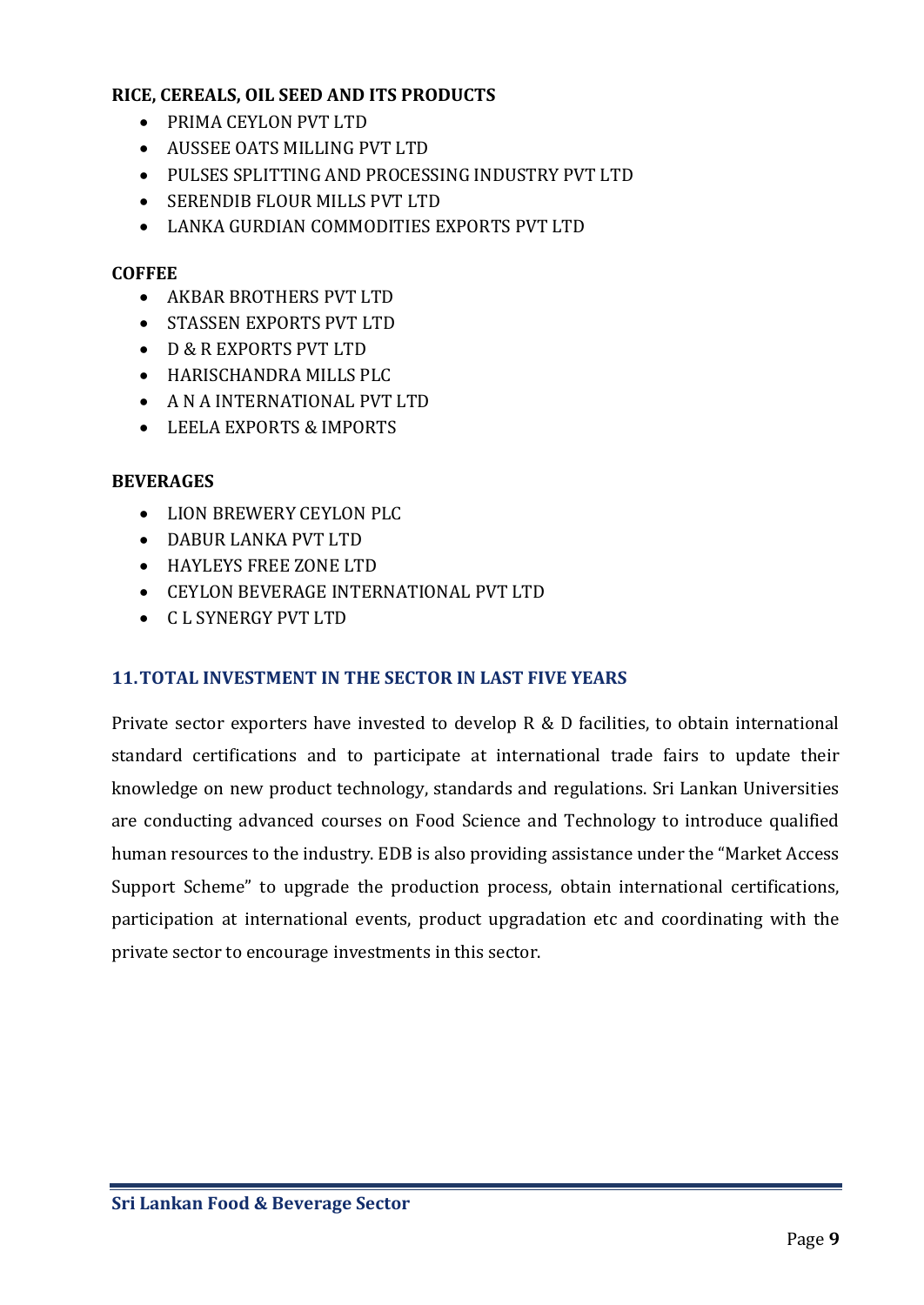**RICE, CEREALS, OIL SEED AND ITS PRODUCTS**

- PRIMA CEYLON PVT LTD
- AUSSEE OATS MILLING PVT LTD
- PULSES SPLITTING AND PROCESSING INDUSTRY PVT LTD
- SERENDIB FLOUR MILLS PVT LTD
- LANKA GURDIAN COMMODITIES EXPORTS PVT LTD

**COFFEE**

- AKBAR BROTHERS PVT LTD
- STASSEN EXPORTS PVT LTD
- D & R EXPORTS PVT LTD
- HARISCHANDRA MILLS PLC
- A N A INTERNATIONAL PVT LTD
- LEELA EXPORTS & IMPORTS

**BEVERAGES**

- LION BREWERY CEYLON PLC
- DABUR LANKA PVT LTD
- HAYLEYS FREE ZONE LTD
- CEYLON BEVERAGE INTERNATIONAL PVT LTD
- C L SYNERGY PVT LTD

## 11. TOTAL INVESTMENT IN THE SECTOR IN LAST FIVE YEARS

Private sector exporters have invested to develop R & D facilities, to obtain international standard certifications and to participate at international trade fairs to update their knowledge on new product technology, standards and regulations. Sri Lankan Universities are conducting advanced courses on Food Science and Technology to introduce qualified human resources to the industry. EDB is also providing assistance under the "Market Access Support Scheme" to upgrade the production process, obtain international certifications, participation at international events, product upgradation etc and coordinating with the private sector to encourage investments in this sector.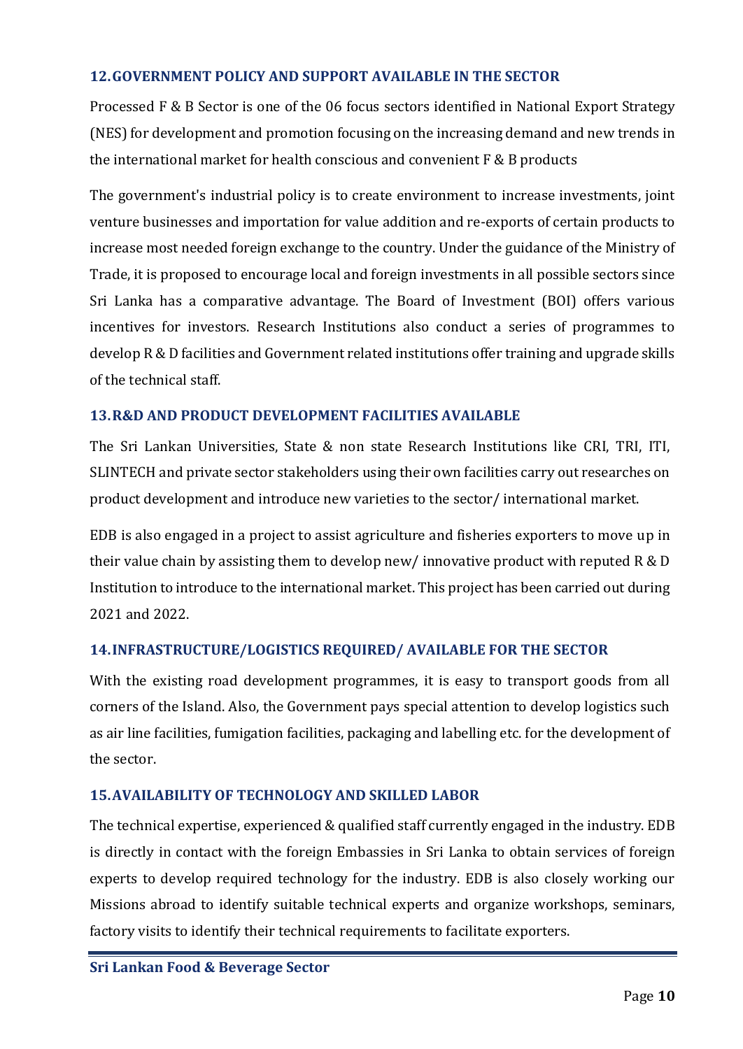## 12. GOVERNMENT POLICY AND SUPPORT AVAILABLE IN THE SECTOR

Processed F & B Sector is one of the 06 focus sectors identified in National Export Strategy (NES) for development and promotion focusing on the increasing demand and new trends in the international market for health conscious and convenient F & B products

The government's industrial policy is to create environment to increase investments, joint venture businesses and importation for value addition and re-exports of certain products to increase most needed foreign exchange to the country. Under the guidance of the Ministry of Trade, it is proposed to encourage local and foreign investments in all possible sectors since Sri Lanka has a comparative advantage. The Board of Investment (BOI) offers various incentives for investors. Research Institutions also conduct a series of programmes to develop R & D facilities and Government related institutions offer training and upgrade skills of the technical staff.

## 13. R&D AND PRODUCT DEVELOPMENT FACILITIES AVAILABLE

The Sri Lankan Universities, State & non state Research Institutions like CRI, TRI, ITI, SLINTECH and private sector stakeholders using their own facilities carry out researches on product development and introduce new varieties to the sector/ international market.

EDB is also engaged in a project to assist agriculture and fisheries exporters to move up in their value chain by assisting them to develop new/ innovative product with reputed R & D Institution to introduce to the international market. This project has been carried out during 2021 and 2022.

## 14. INFRASTRUCTURE/LOGISTICS REQUIRED/ AVAILABLE FOR THE SECTOR

With the existing road development programmes, it is easy to transport goods from all corners of the Island. Also, the Government pays special attention to develop logistics such as air line facilities, fumigation facilities, packaging and labelling etc. for the development of the sector.

## 15. AVAILABILITY OF TECHNOLOGY AND SKILLED LABOR

The technical expertise, experienced & qualified staff currently engaged in the industry. EDB is directly in contact with the foreign Embassies in Sri Lanka to obtain services of foreign experts to develop required technology for the industry. EDB is also closely working our Missions abroad to identify suitable technical experts and organize workshops, seminars, factory visits to identify their technical requirements to facilitate exporters.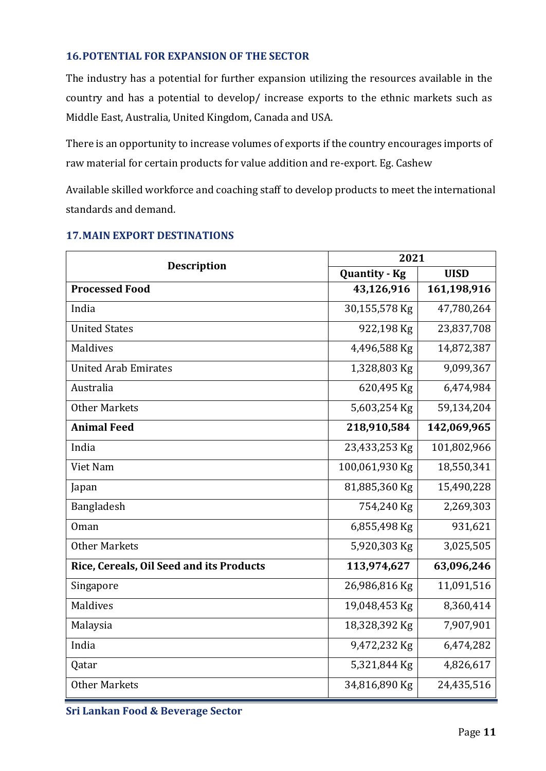## 16. POTENTIAL FOR EXPANSION OF THE SECTOR

The industry has a potential for further expansion utilizing the resources available in the country and has a potential to develop/ increase exports to the ethnic markets such as Middle East, Australia, United Kingdom, Canada and USA.

There is an opportunity to increase volumes of exports if the country encourages imports of raw material for certain products for value addition and re-export. Eg. Cashew

Available skilled workforce and coaching staff to develop products to meet the international standards and demand.

## 17. MAIN EXPORT DESTINATIONS

| Description | 2021 | |
|---|---|---|
| | Quantity - Kg | UISD |
| **Processed Food** | **43,126,916** | **161,198,916** |
| India | 30,155,578 Kg | 47,780,264 |
| United States | 922,198 Kg | 23,837,708 |
| Maldives | 4,496,588 Kg | 14,872,387 |
| United Arab Emirates | 1,328,803 Kg | 9,099,367 |
| Australia | 620,495 Kg | 6,474,984 |
| Other Markets | 5,603,254 Kg | 59,134,204 |
| **Animal Feed** | **218,910,584** | **142,069,965** |
| India | 23,433,253 Kg | 101,802,966 |
| Viet Nam | 100,061,930 Kg | 18,550,341 |
| Japan | 81,885,360 Kg | 15,490,228 |
| Bangladesh | 754,240 Kg | 2,269,303 |
| Oman | 6,855,498 Kg | 931,621 |
| Other Markets | 5,920,303 Kg | 3,025,505 |
| **Rice, Cereals, Oil Seed and its Products** | **113,974,627** | **63,096,246** |
| Singapore | 26,986,816 Kg | 11,091,516 |
| Maldives | 19,048,453 Kg | 8,360,414 |
| Malaysia | 18,328,392 Kg | 7,907,901 |
| India | 9,472,232 Kg | 6,474,282 |
| Qatar | 5,321,844 Kg | 4,826,617 |
| Other Markets | 34,816,890 Kg | 24,435,516 |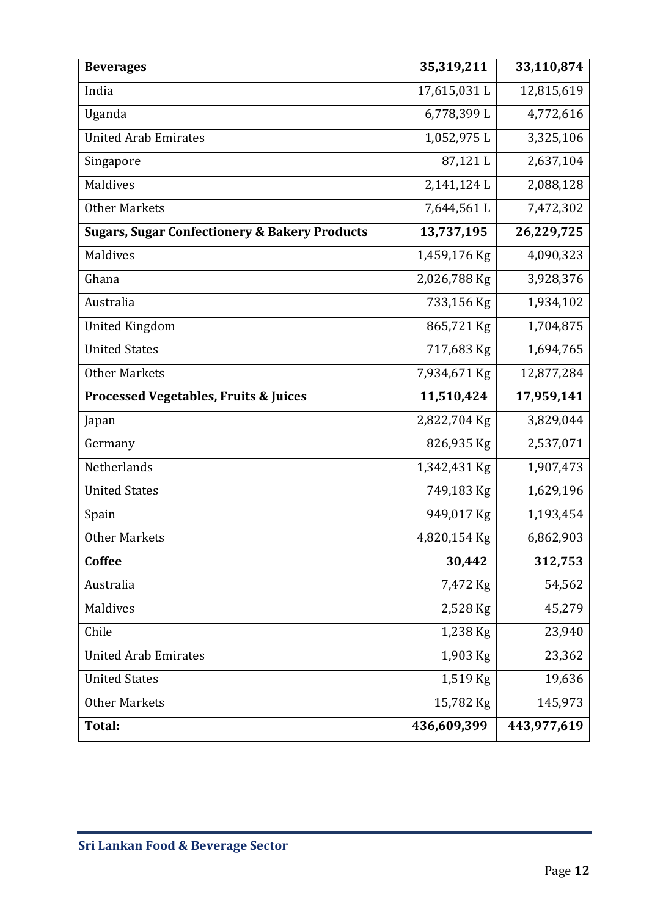| **Beverages** | **35,319,211** | **33,110,874** |
|---|---|---|
| India | 17,615,031 L | 12,815,619 |
| Uganda | 6,778,399 L | 4,772,616 |
| United Arab Emirates | 1,052,975 L | 3,325,106 |
| Singapore | 87,121 L | 2,637,104 |
| Maldives | 2,141,124 L | 2,088,128 |
| Other Markets | 7,644,561 L | 7,472,302 |
| **Sugars, Sugar Confectionery & Bakery Products** | **13,737,195** | **26,229,725** |
| Maldives | 1,459,176 Kg | 4,090,323 |
| Ghana | 2,026,788 Kg | 3,928,376 |
| Australia | 733,156 Kg | 1,934,102 |
| United Kingdom | 865,721 Kg | 1,704,875 |
| United States | 717,683 Kg | 1,694,765 |
| Other Markets | 7,934,671 Kg | 12,877,284 |
| **Processed Vegetables, Fruits & Juices** | **11,510,424** | **17,959,141** |
| Japan | 2,822,704 Kg | 3,829,044 |
| Germany | 826,935 Kg | 2,537,071 |
| Netherlands | 1,342,431 Kg | 1,907,473 |
| United States | 749,183 Kg | 1,629,196 |
| Spain | 949,017 Kg | 1,193,454 |
| Other Markets | 4,820,154 Kg | 6,862,903 |
| **Coffee** | **30,442** | **312,753** |
| Australia | 7,472 Kg | 54,562 |
| Maldives | 2,528 Kg | 45,279 |
| Chile | 1,238 Kg | 23,940 |
| United Arab Emirates | 1,903 Kg | 23,362 |
| United States | 1,519 Kg | 19,636 |
| Other Markets | 15,782 Kg | 145,973 |
| **Total:** | **436,609,399** | **443,977,619** |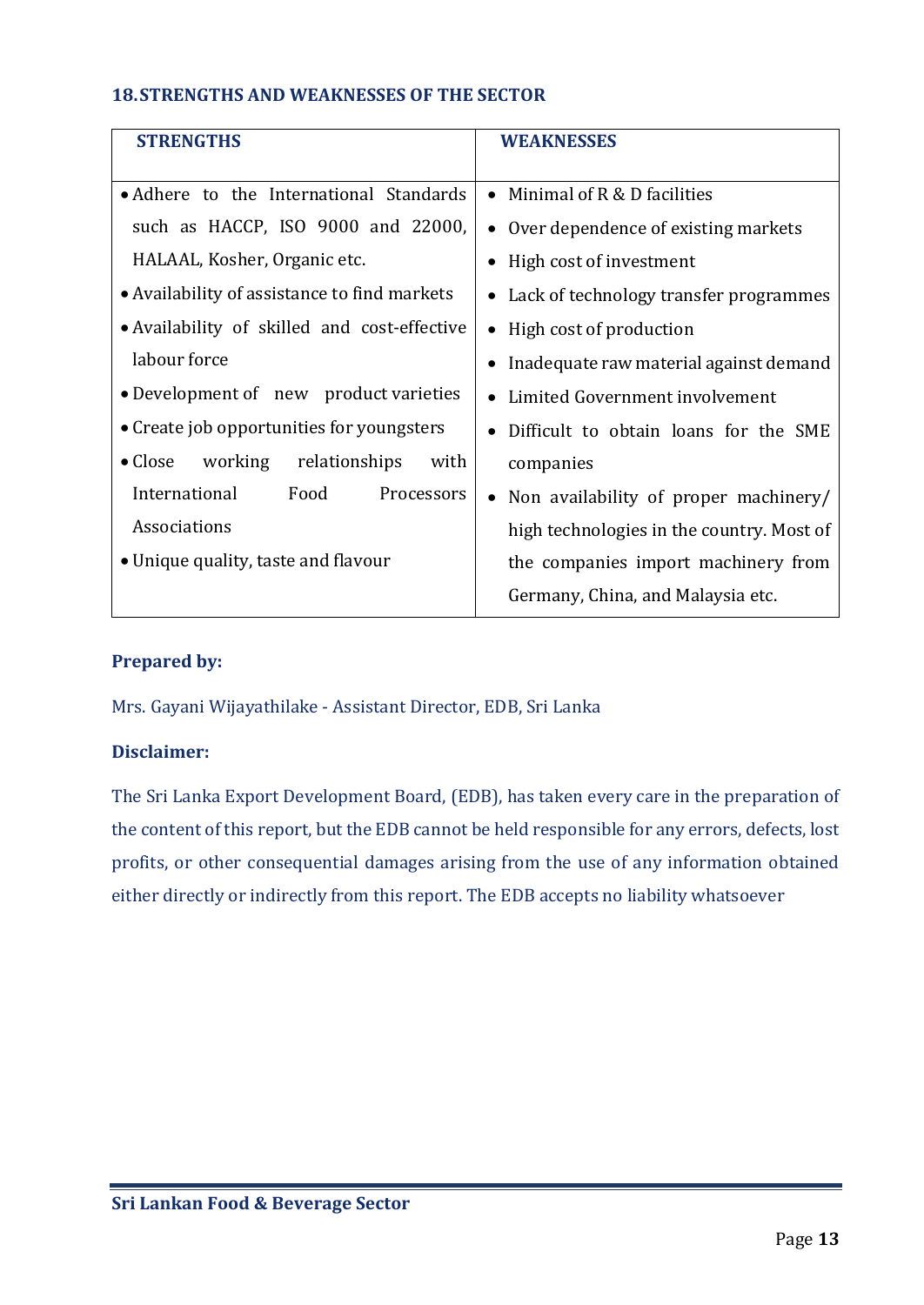## 18. STRENGTHS AND WEAKNESSES OF THE SECTOR

| STRENGTHS | WEAKNESSES |
|---|---|
| • Adhere to the International Standards such as HACCP, ISO 9000 and 22000, HALAAL, Kosher, Organic etc.<br>• Availability of assistance to find markets<br>• Availability of skilled and cost-effective labour force<br>• Development of new product varieties<br>• Create job opportunities for youngsters<br>• Close working relationships with International Food Processors Associations<br>• Unique quality, taste and flavour | • Minimal of R & D facilities<br>• Over dependence of existing markets<br>• High cost of investment<br>• Lack of technology transfer programmes<br>• High cost of production<br>• Inadequate raw material against demand<br>• Limited Government involvement<br>• Difficult to obtain loans for the SME companies<br>• Non availability of proper machinery/ high technologies in the country. Most of the companies import machinery from Germany, China, and Malaysia etc. |

**Prepared by:**

Mrs. Gayani Wijayathilake - Assistant Director, EDB, Sri Lanka

**Disclaimer:**

The Sri Lanka Export Development Board, (EDB), has taken every care in the preparation of the content of this report, but the EDB cannot be held responsible for any errors, defects, lost profits, or other consequential damages arising from the use of any information obtained either directly or indirectly from this report. The EDB accepts no liability whatsoever